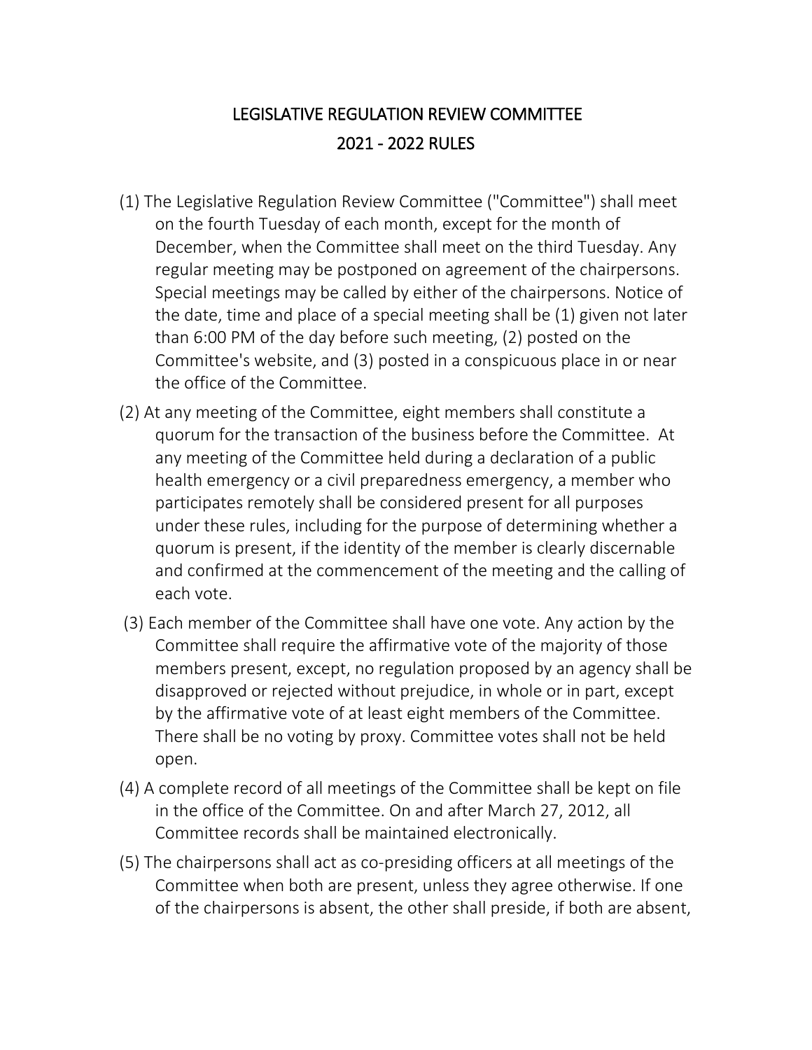# LEGISLATIVE REGULATION REVIEW COMMITTEE
# 2021 - 2022 RULES

(1) The Legislative Regulation Review Committee ("Committee") shall meet on the fourth Tuesday of each month, except for the month of December, when the Committee shall meet on the third Tuesday. Any regular meeting may be postponed on agreement of the chairpersons. Special meetings may be called by either of the chairpersons. Notice of the date, time and place of a special meeting shall be (1) given not later than 6:00 PM of the day before such meeting, (2) posted on the Committee's website, and (3) posted in a conspicuous place in or near the office of the Committee.

(2) At any meeting of the Committee, eight members shall constitute a quorum for the transaction of the business before the Committee. At any meeting of the Committee held during a declaration of a public health emergency or a civil preparedness emergency, a member who participates remotely shall be considered present for all purposes under these rules, including for the purpose of determining whether a quorum is present, if the identity of the member is clearly discernable and confirmed at the commencement of the meeting and the calling of each vote.

(3) Each member of the Committee shall have one vote. Any action by the Committee shall require the affirmative vote of the majority of those members present, except, no regulation proposed by an agency shall be disapproved or rejected without prejudice, in whole or in part, except by the affirmative vote of at least eight members of the Committee. There shall be no voting by proxy. Committee votes shall not be held open.

(4) A complete record of all meetings of the Committee shall be kept on file in the office of the Committee. On and after March 27, 2012, all Committee records shall be maintained electronically.

(5) The chairpersons shall act as co-presiding officers at all meetings of the Committee when both are present, unless they agree otherwise. If one of the chairpersons is absent, the other shall preside, if both are absent,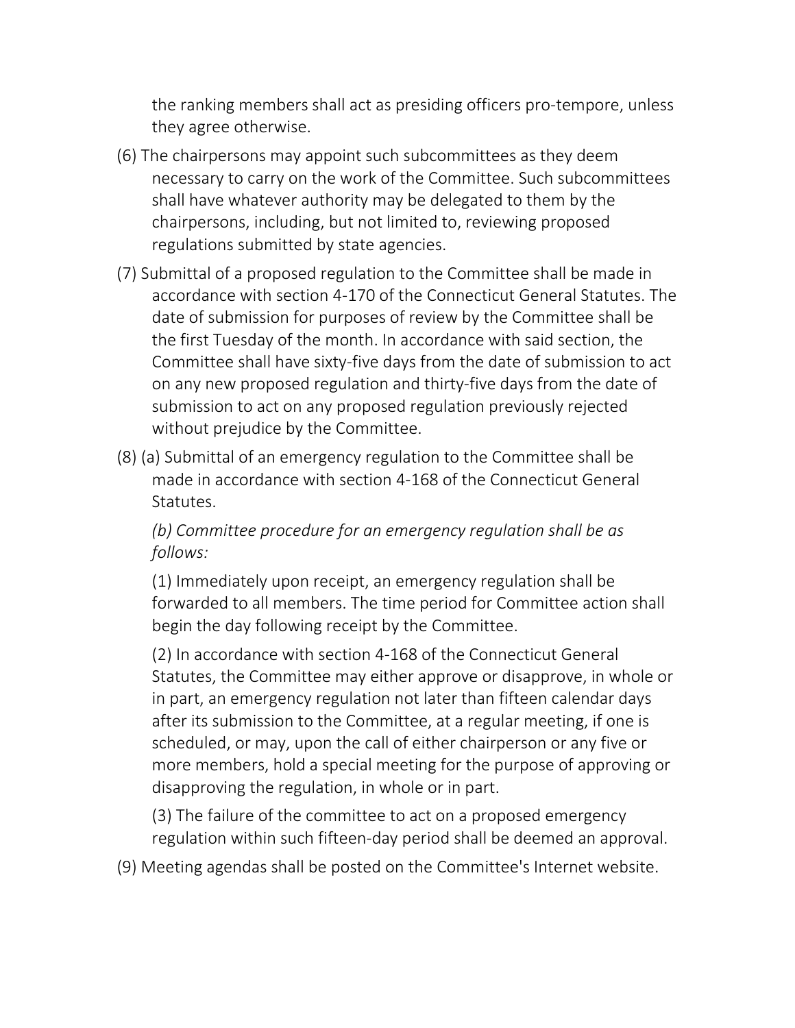the ranking members shall act as presiding officers pro-tempore, unless they agree otherwise.

(6) The chairpersons may appoint such subcommittees as they deem necessary to carry on the work of the Committee. Such subcommittees shall have whatever authority may be delegated to them by the chairpersons, including, but not limited to, reviewing proposed regulations submitted by state agencies.

(7) Submittal of a proposed regulation to the Committee shall be made in accordance with section 4-170 of the Connecticut General Statutes. The date of submission for purposes of review by the Committee shall be the first Tuesday of the month. In accordance with said section, the Committee shall have sixty-five days from the date of submission to act on any new proposed regulation and thirty-five days from the date of submission to act on any proposed regulation previously rejected without prejudice by the Committee.

(8) (a) Submittal of an emergency regulation to the Committee shall be made in accordance with section 4-168 of the Connecticut General Statutes.

*(b) Committee procedure for an emergency regulation shall be as follows:*

(1) Immediately upon receipt, an emergency regulation shall be forwarded to all members. The time period for Committee action shall begin the day following receipt by the Committee.

(2) In accordance with section 4-168 of the Connecticut General Statutes, the Committee may either approve or disapprove, in whole or in part, an emergency regulation not later than fifteen calendar days after its submission to the Committee, at a regular meeting, if one is scheduled, or may, upon the call of either chairperson or any five or more members, hold a special meeting for the purpose of approving or disapproving the regulation, in whole or in part.

(3) The failure of the committee to act on a proposed emergency regulation within such fifteen-day period shall be deemed an approval.

(9) Meeting agendas shall be posted on the Committee's Internet website.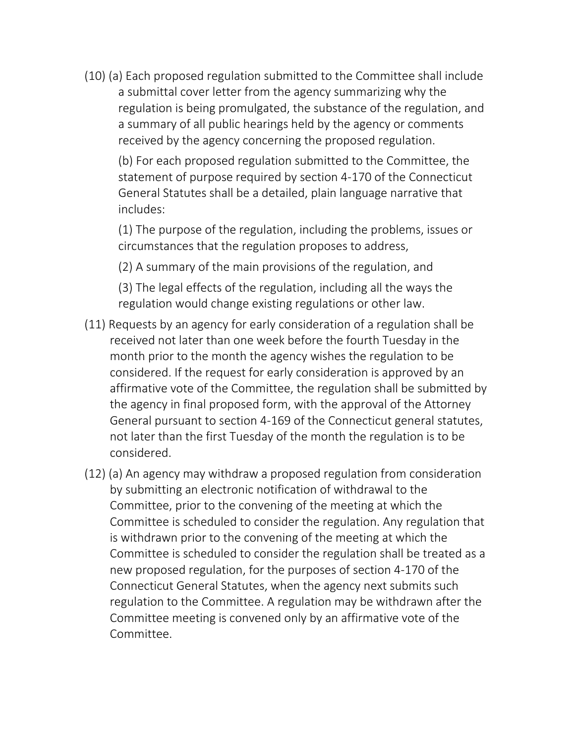(10) (a) Each proposed regulation submitted to the Committee shall include a submittal cover letter from the agency summarizing why the regulation is being promulgated, the substance of the regulation, and a summary of all public hearings held by the agency or comments received by the agency concerning the proposed regulation.

(b) For each proposed regulation submitted to the Committee, the statement of purpose required by section 4-170 of the Connecticut General Statutes shall be a detailed, plain language narrative that includes:

(1) The purpose of the regulation, including the problems, issues or circumstances that the regulation proposes to address,

(2) A summary of the main provisions of the regulation, and

(3) The legal effects of the regulation, including all the ways the regulation would change existing regulations or other law.

(11) Requests by an agency for early consideration of a regulation shall be received not later than one week before the fourth Tuesday in the month prior to the month the agency wishes the regulation to be considered. If the request for early consideration is approved by an affirmative vote of the Committee, the regulation shall be submitted by the agency in final proposed form, with the approval of the Attorney General pursuant to section 4-169 of the Connecticut general statutes, not later than the first Tuesday of the month the regulation is to be considered.

(12) (a) An agency may withdraw a proposed regulation from consideration by submitting an electronic notification of withdrawal to the Committee, prior to the convening of the meeting at which the Committee is scheduled to consider the regulation. Any regulation that is withdrawn prior to the convening of the meeting at which the Committee is scheduled to consider the regulation shall be treated as a new proposed regulation, for the purposes of section 4-170 of the Connecticut General Statutes, when the agency next submits such regulation to the Committee. A regulation may be withdrawn after the Committee meeting is convened only by an affirmative vote of the Committee.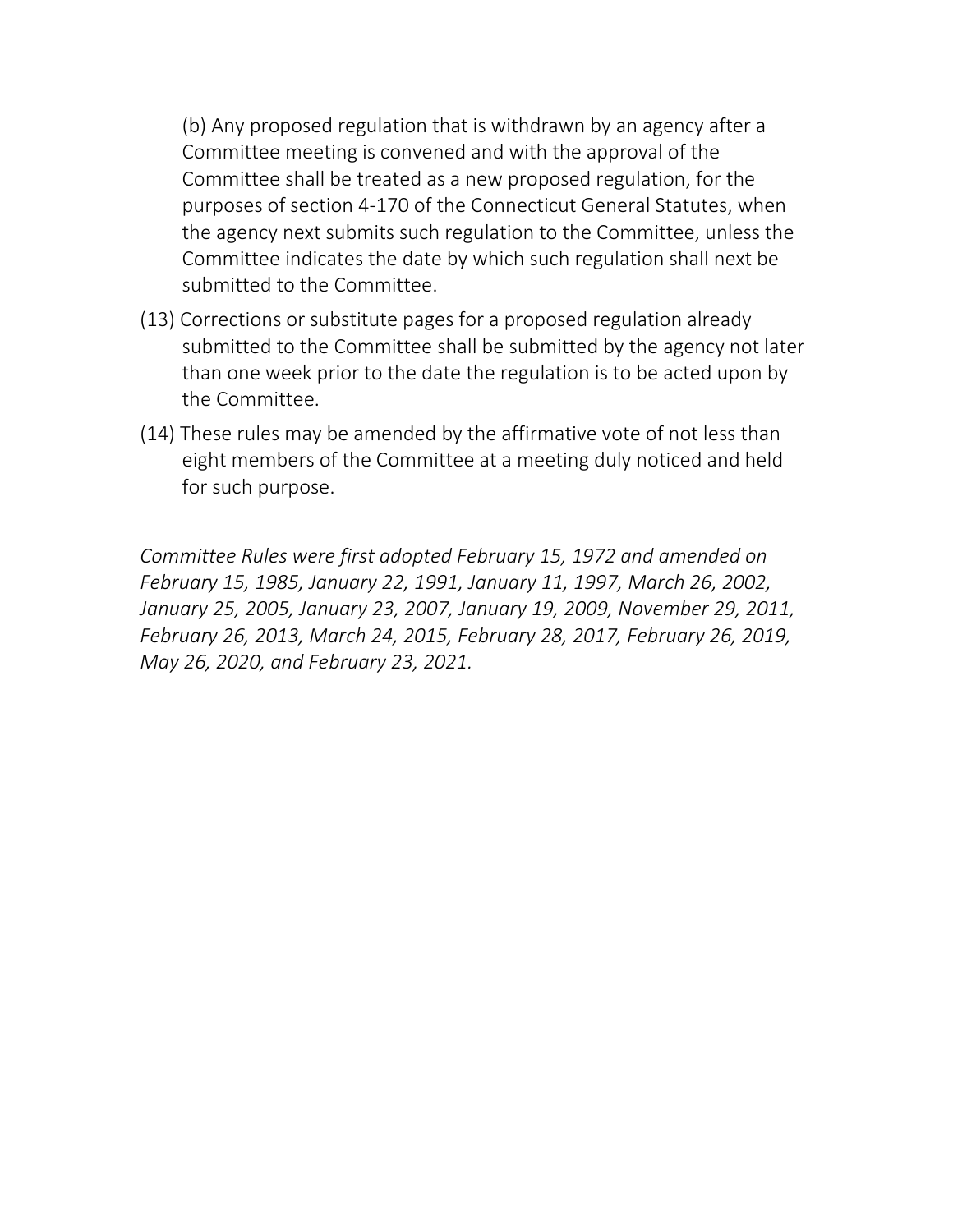(b) Any proposed regulation that is withdrawn by an agency after a Committee meeting is convened and with the approval of the Committee shall be treated as a new proposed regulation, for the purposes of section 4-170 of the Connecticut General Statutes, when the agency next submits such regulation to the Committee, unless the Committee indicates the date by which such regulation shall next be submitted to the Committee.

(13) Corrections or substitute pages for a proposed regulation already submitted to the Committee shall be submitted by the agency not later than one week prior to the date the regulation is to be acted upon by the Committee.

(14) These rules may be amended by the affirmative vote of not less than eight members of the Committee at a meeting duly noticed and held for such purpose.

*Committee Rules were first adopted February 15, 1972 and amended on February 15, 1985, January 22, 1991, January 11, 1997, March 26, 2002, January 25, 2005, January 23, 2007, January 19, 2009, November 29, 2011, February 26, 2013, March 24, 2015, February 28, 2017, February 26, 2019, May 26, 2020, and February 23, 2021.*